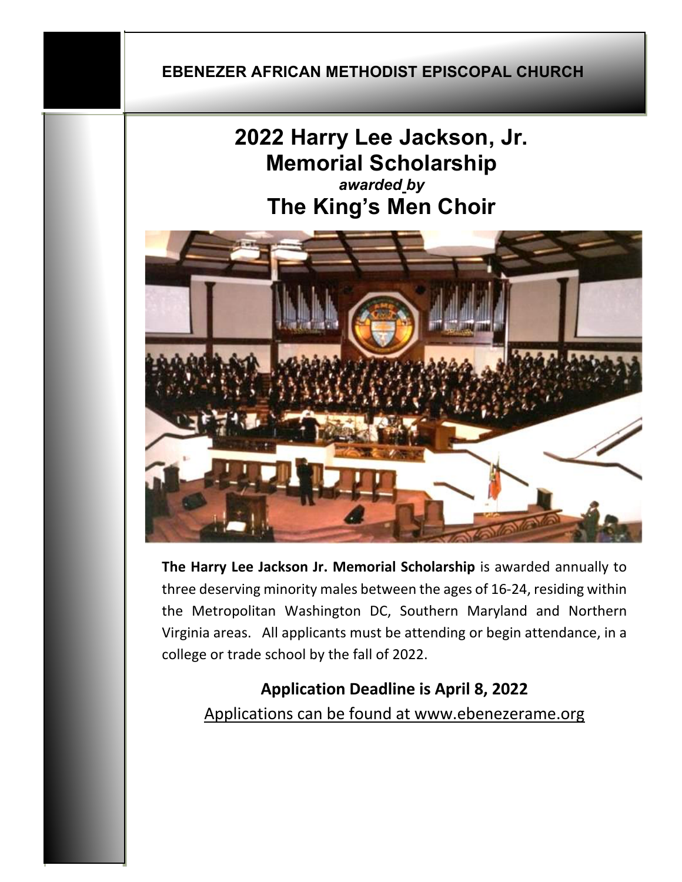EBENEZER AFRICAN METHODIST EPISCOPAL CHURCH

# 2022 Harry Lee Jackson, Jr. Memorial Scholarship

*awarded by*

# The King's Men Choir

**The Harry Lee Jackson Jr. Memorial Scholarship** is awarded annually to three deserving minority males between the ages of 16-24, residing within the Metropolitan Washington DC, Southern Maryland and Northern Virginia areas. All applicants must be attending or begin attendance, in a college or trade school by the fall of 2022.

**Application Deadline is April 8, 2022**

Applications can be found at www.ebenezerame.org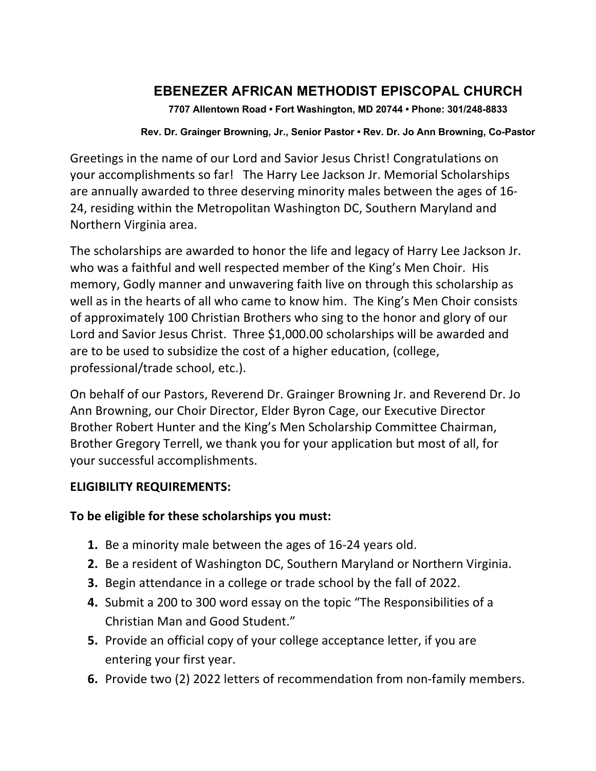# EBENEZER AFRICAN METHODIST EPISCOPAL CHURCH

**7707 Allentown Road • Fort Washington, MD 20744 • Phone: 301/248-8833**

**Rev. Dr. Grainger Browning, Jr., Senior Pastor • Rev. Dr. Jo Ann Browning, Co-Pastor**

Greetings in the name of our Lord and Savior Jesus Christ! Congratulations on your accomplishments so far! The Harry Lee Jackson Jr. Memorial Scholarships are annually awarded to three deserving minority males between the ages of 16-24, residing within the Metropolitan Washington DC, Southern Maryland and Northern Virginia area.

The scholarships are awarded to honor the life and legacy of Harry Lee Jackson Jr. who was a faithful and well respected member of the King's Men Choir. His memory, Godly manner and unwavering faith live on through this scholarship as well as in the hearts of all who came to know him. The King's Men Choir consists of approximately 100 Christian Brothers who sing to the honor and glory of our Lord and Savior Jesus Christ. Three $1,000.00 scholarships will be awarded and are to be used to subsidize the cost of a higher education, (college, professional/trade school, etc.).

On behalf of our Pastors, Reverend Dr. Grainger Browning Jr. and Reverend Dr. Jo Ann Browning, our Choir Director, Elder Byron Cage, our Executive Director Brother Robert Hunter and the King's Men Scholarship Committee Chairman, Brother Gregory Terrell, we thank you for your application but most of all, for your successful accomplishments.

**ELIGIBILITY REQUIREMENTS:**

**To be eligible for these scholarships you must:**

1. Be a minority male between the ages of 16-24 years old.
2. Be a resident of Washington DC, Southern Maryland or Northern Virginia.
3. Begin attendance in a college or trade school by the fall of 2022.
4. Submit a 200 to 300 word essay on the topic "The Responsibilities of a Christian Man and Good Student."
5. Provide an official copy of your college acceptance letter, if you are entering your first year.
6. Provide two (2) 2022 letters of recommendation from non-family members.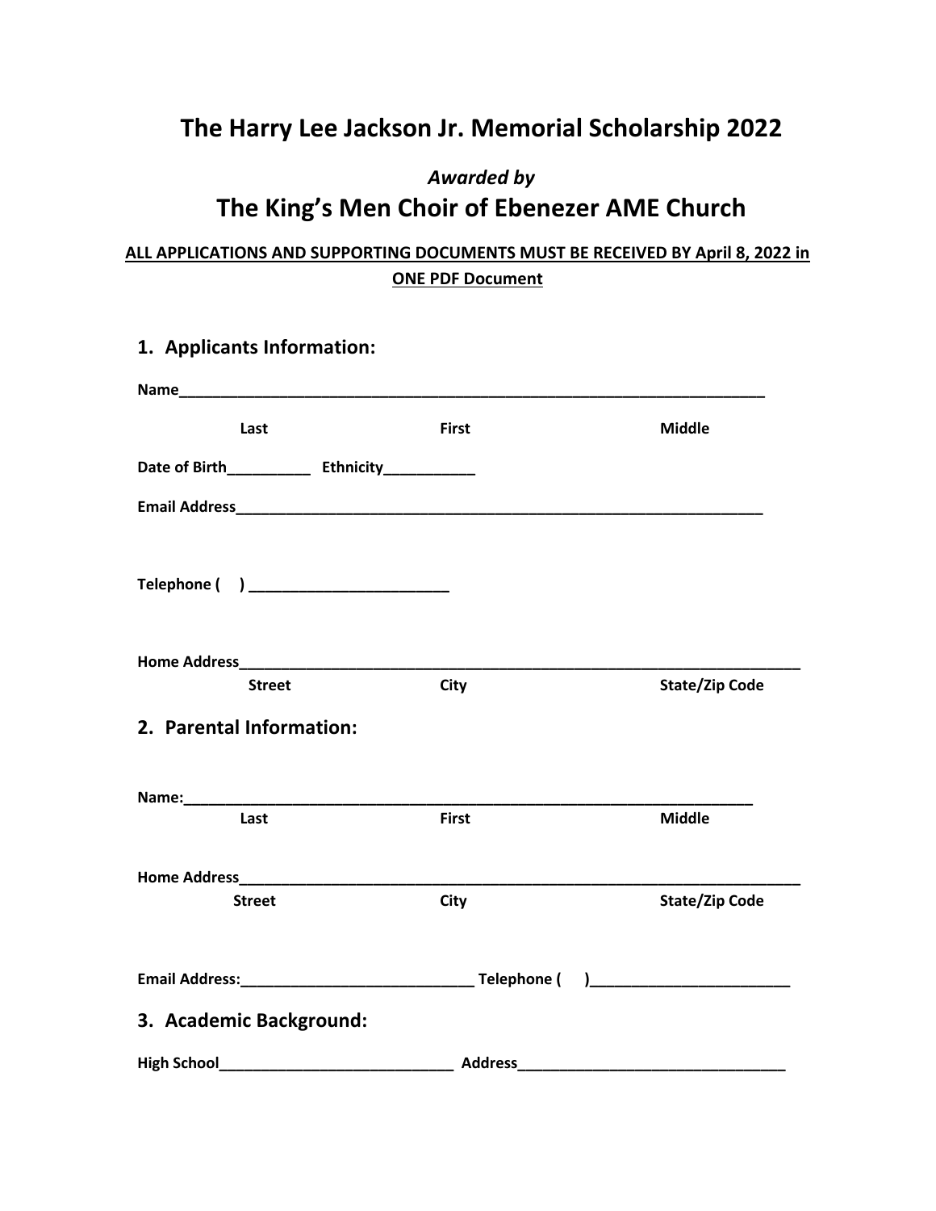# The Harry Lee Jackson Jr. Memorial Scholarship 2022

***Awarded by***

## The King's Men Choir of Ebenezer AME Church

**ALL APPLICATIONS AND SUPPORTING DOCUMENTS MUST BE RECEIVED BY April 8, 2022 in ONE PDF Document**

### 1. Applicants Information:

**Name**_________________________________________________________________________

**Last** **First** **Middle**

**Date of Birth**__________ **Ethnicity**___________

**Email Address**_________________________________________________________________

**Telephone (    )** ________________________

**Home Address**_____________________________________________________________________

**Street** **City** **State/Zip Code**

### 2. Parental Information:

**Name:**_______________________________________________________________________

**Last** **First** **Middle**

**Home Address**_____________________________________________________________________

**Street** **City** **State/Zip Code**

**Email Address:**____________________________ **Telephone (    )**________________________

### 3. Academic Background:

**High School**____________________________ **Address**________________________________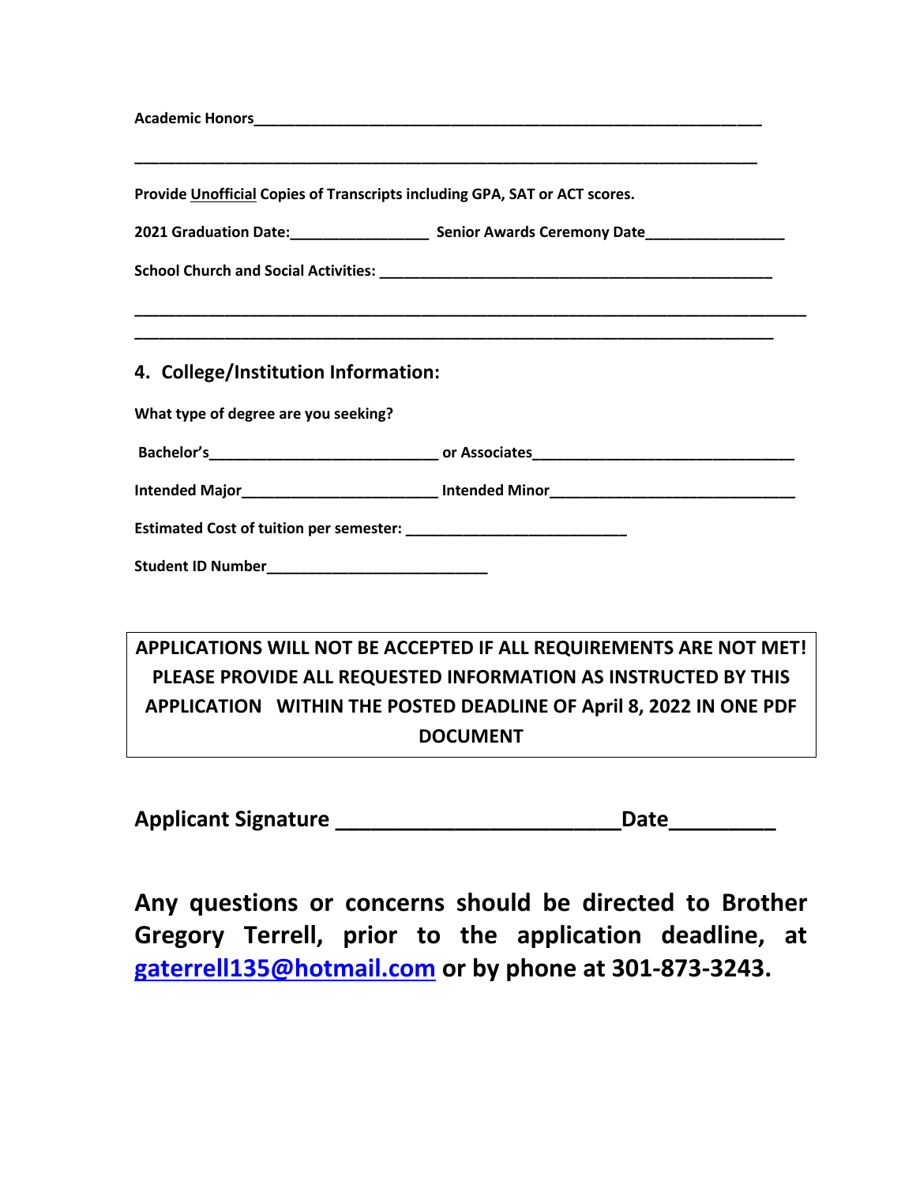**Academic Honors**_______________________________________________________________

_____________________________________________________________________________

**Provide Unofficial Copies of Transcripts including GPA, SAT or ACT scores.**

**2021 Graduation Date:**________________ **Senior Awards Ceremony Date**________________

**School Church and Social Activities:** _______________________________________________

_____________________________________________________________________________

_____________________________________________________________________________

## 4. College/Institution Information:

**What type of degree are you seeking?**

**Bachelor's**___________________________ **or Associates**_______________________________

**Intended Major**_______________________ **Intended Minor**_____________________________

**Estimated Cost of tuition per semester:** __________________________

**Student ID Number**__________________________

**APPLICATIONS WILL NOT BE ACCEPTED IF ALL REQUIREMENTS ARE NOT MET! PLEASE PROVIDE ALL REQUESTED INFORMATION AS INSTRUCTED BY THIS APPLICATION WITHIN THE POSTED DEADLINE OF April 8, 2022 IN ONE PDF DOCUMENT**

**Applicant Signature** _______________________**Date**_________

**Any questions or concerns should be directed to Brother Gregory Terrell, prior to the application deadline, at gaterrell135@hotmail.com or by phone at 301-873-3243.**